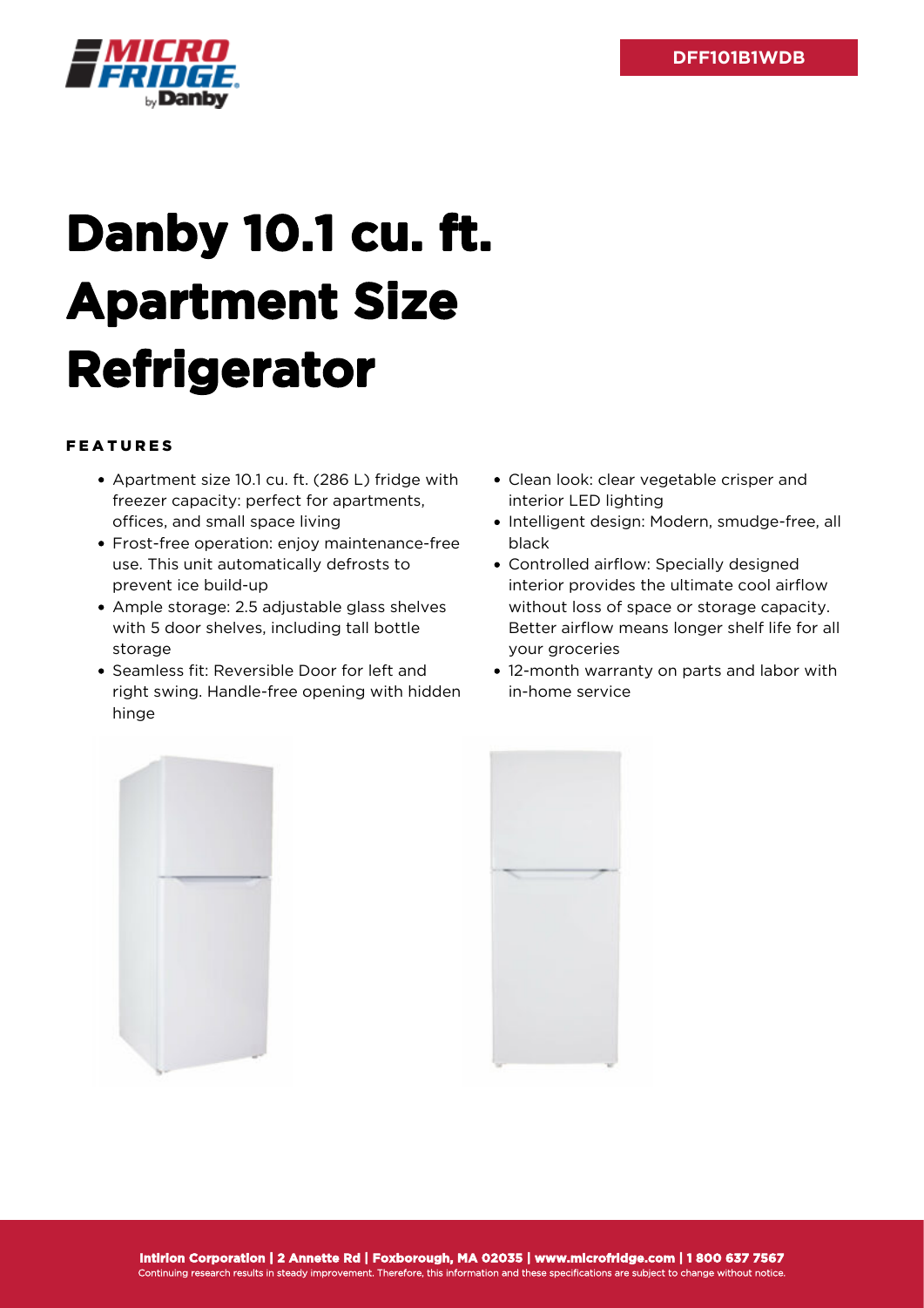DFF101B1WDB

# Danby 10.1 cu. ft. Apartment Size Refrigerator

## FEATURES

- Apartment size 10.1 cu. ft. (286 L) fridge with freezer capacity: perfect for apartments, offices, and small space living
- Frost-free operation: enjoy maintenance-free use. This unit automatically defrosts to prevent ice build-up
- Ample storage: 2.5 adjustable glass shelves with 5 door shelves, including tall bottle storage
- Seamless fit: Reversible Door for left and right swing. Handle-free opening with hidden hinge
- Clean look: clear vegetable crisper and interior LED lighting
- Intelligent design: Modern, smudge-free, all black
- Controlled airflow: Specially designed interior provides the ultimate cool airflow without loss of space or storage capacity. Better airflow means longer shelf life for all your groceries
- 12-month warranty on parts and labor with in-home service

**Intirion Corporation | 2 Annette Rd | Foxborough, MA 02035 | www.microfridge.com | 1 800 637 7567**
Continuing research results in steady improvement. Therefore, this information and these specifications are subject to change without notice.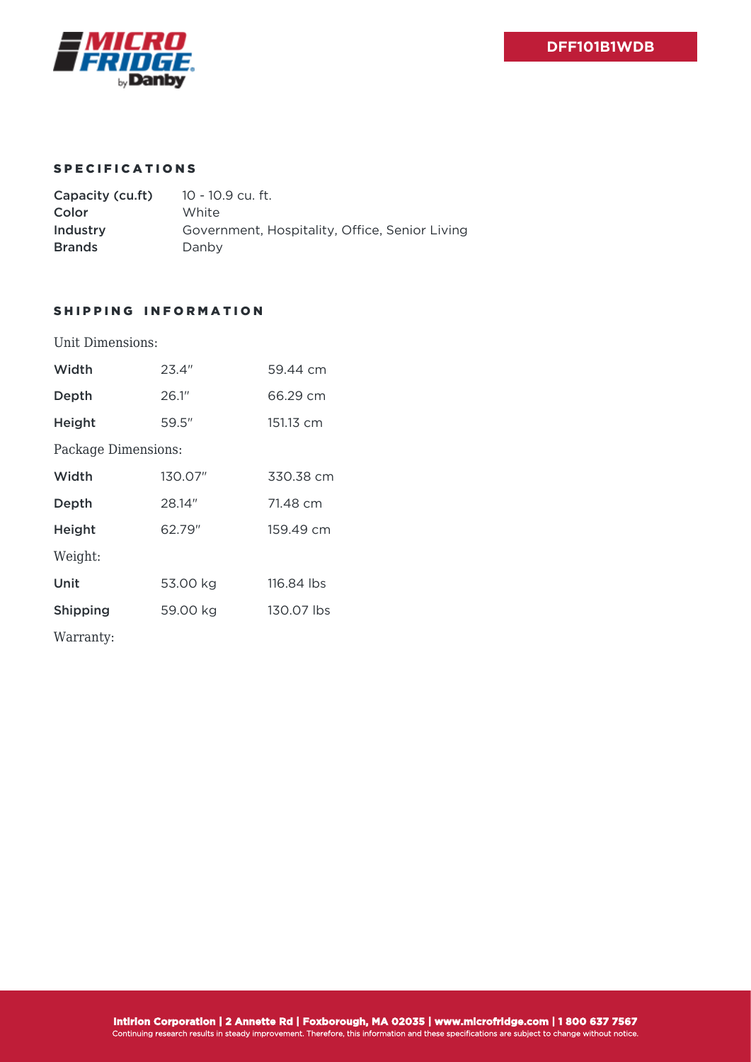DFF101B1WDB

## SPECIFICATIONS

| | |
|---|---|
| **Capacity (cu.ft)** | 10 - 10.9 cu. ft. |
| **Color** | White |
| **Industry** | Government, Hospitality, Office, Senior Living |
| **Brands** | Danby |

## SHIPPING INFORMATION

Unit Dimensions:

| | | |
|---|---|---|
| **Width** | 23.4" | 59.44 cm |
| **Depth** | 26.1" | 66.29 cm |
| **Height** | 59.5" | 151.13 cm |

Package Dimensions:

| | | |
|---|---|---|
| **Width** | 130.07" | 330.38 cm |
| **Depth** | 28.14" | 71.48 cm |
| **Height** | 62.79" | 159.49 cm |

Weight:

| | | |
|---|---|---|
| **Unit** | 53.00 kg | 116.84 lbs |
| **Shipping** | 59.00 kg | 130.07 lbs |

Warranty:

**Intirion Corporation | 2 Annette Rd | Foxborough, MA 02035 | www.microfridge.com | 1 800 637 7567**

Continuing research results in steady improvement. Therefore, this information and these specifications are subject to change without notice.